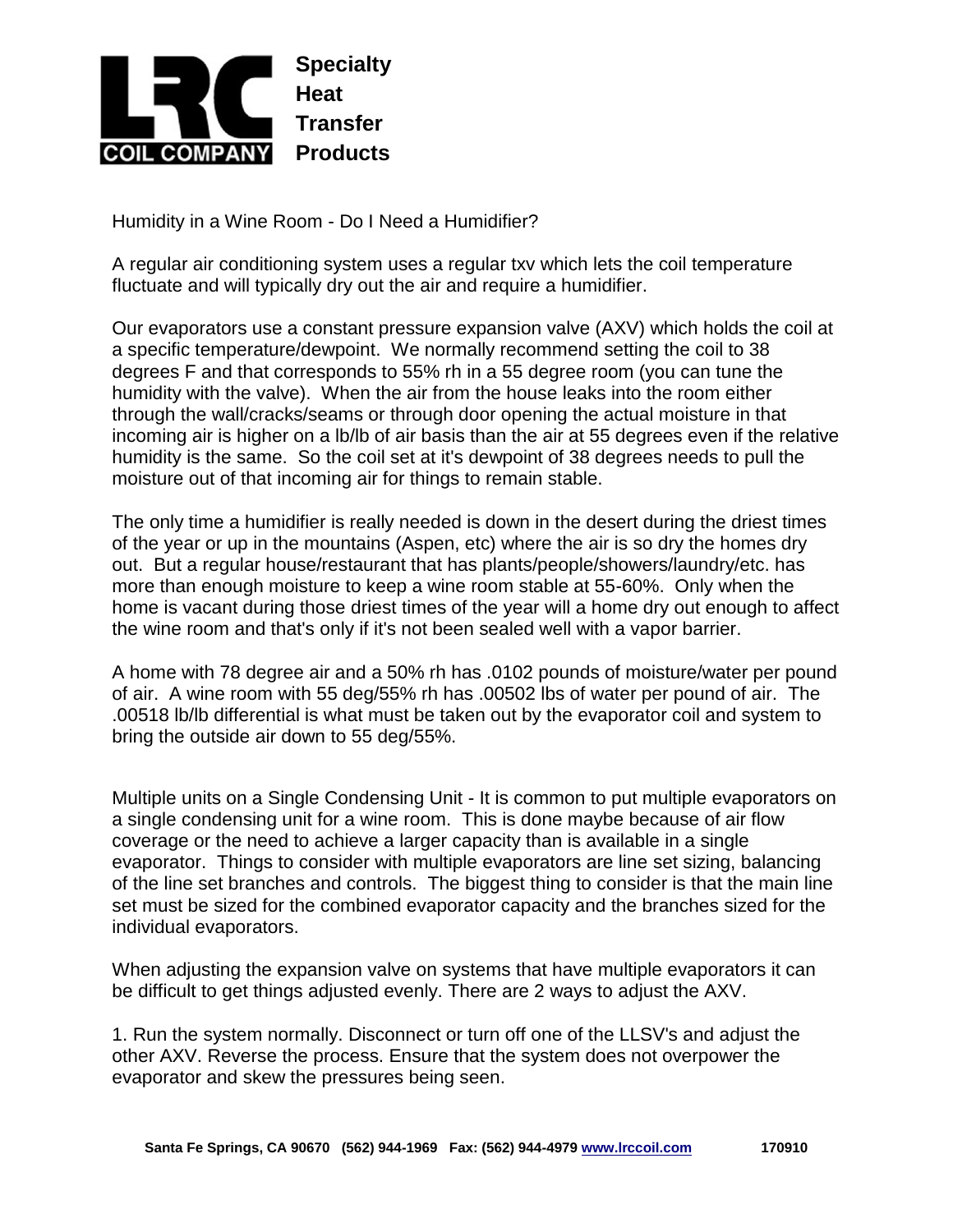**LRC COIL COMPANY**

**Specialty Heat Transfer Products**

Humidity in a Wine Room - Do I Need a Humidifier?

A regular air conditioning system uses a regular txv which lets the coil temperature fluctuate and will typically dry out the air and require a humidifier.

Our evaporators use a constant pressure expansion valve (AXV) which holds the coil at a specific temperature/dewpoint. We normally recommend setting the coil to 38 degrees F and that corresponds to 55% rh in a 55 degree room (you can tune the humidity with the valve). When the air from the house leaks into the room either through the wall/cracks/seams or through door opening the actual moisture in that incoming air is higher on a lb/lb of air basis than the air at 55 degrees even if the relative humidity is the same. So the coil set at it's dewpoint of 38 degrees needs to pull the moisture out of that incoming air for things to remain stable.

The only time a humidifier is really needed is down in the desert during the driest times of the year or up in the mountains (Aspen, etc) where the air is so dry the homes dry out. But a regular house/restaurant that has plants/people/showers/laundry/etc. has more than enough moisture to keep a wine room stable at 55-60%. Only when the home is vacant during those driest times of the year will a home dry out enough to affect the wine room and that's only if it's not been sealed well with a vapor barrier.

A home with 78 degree air and a 50% rh has .0102 pounds of moisture/water per pound of air. A wine room with 55 deg/55% rh has .00502 lbs of water per pound of air. The .00518 lb/lb differential is what must be taken out by the evaporator coil and system to bring the outside air down to 55 deg/55%.

Multiple units on a Single Condensing Unit - It is common to put multiple evaporators on a single condensing unit for a wine room. This is done maybe because of air flow coverage or the need to achieve a larger capacity than is available in a single evaporator. Things to consider with multiple evaporators are line set sizing, balancing of the line set branches and controls. The biggest thing to consider is that the main line set must be sized for the combined evaporator capacity and the branches sized for the individual evaporators.

When adjusting the expansion valve on systems that have multiple evaporators it can be difficult to get things adjusted evenly. There are 2 ways to adjust the AXV.

1. Run the system normally. Disconnect or turn off one of the LLSV's and adjust the other AXV. Reverse the process. Ensure that the system does not overpower the evaporator and skew the pressures being seen.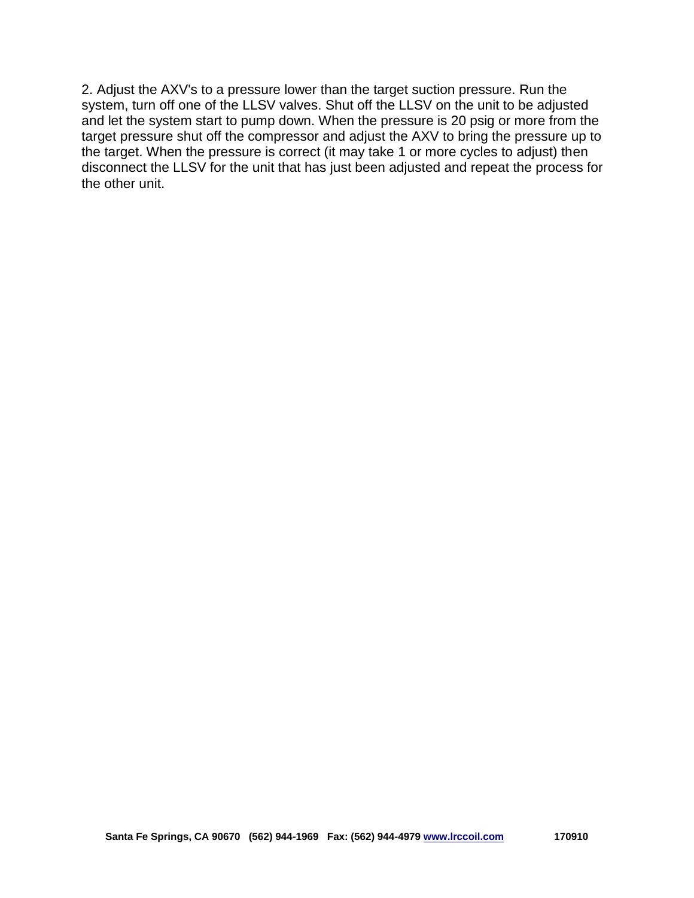2. Adjust the AXV's to a pressure lower than the target suction pressure. Run the system, turn off one of the LLSV valves. Shut off the LLSV on the unit to be adjusted and let the system start to pump down. When the pressure is 20 psig or more from the target pressure shut off the compressor and adjust the AXV to bring the pressure up to the target. When the pressure is correct (it may take 1 or more cycles to adjust) then disconnect the LLSV for the unit that has just been adjusted and repeat the process for the other unit.